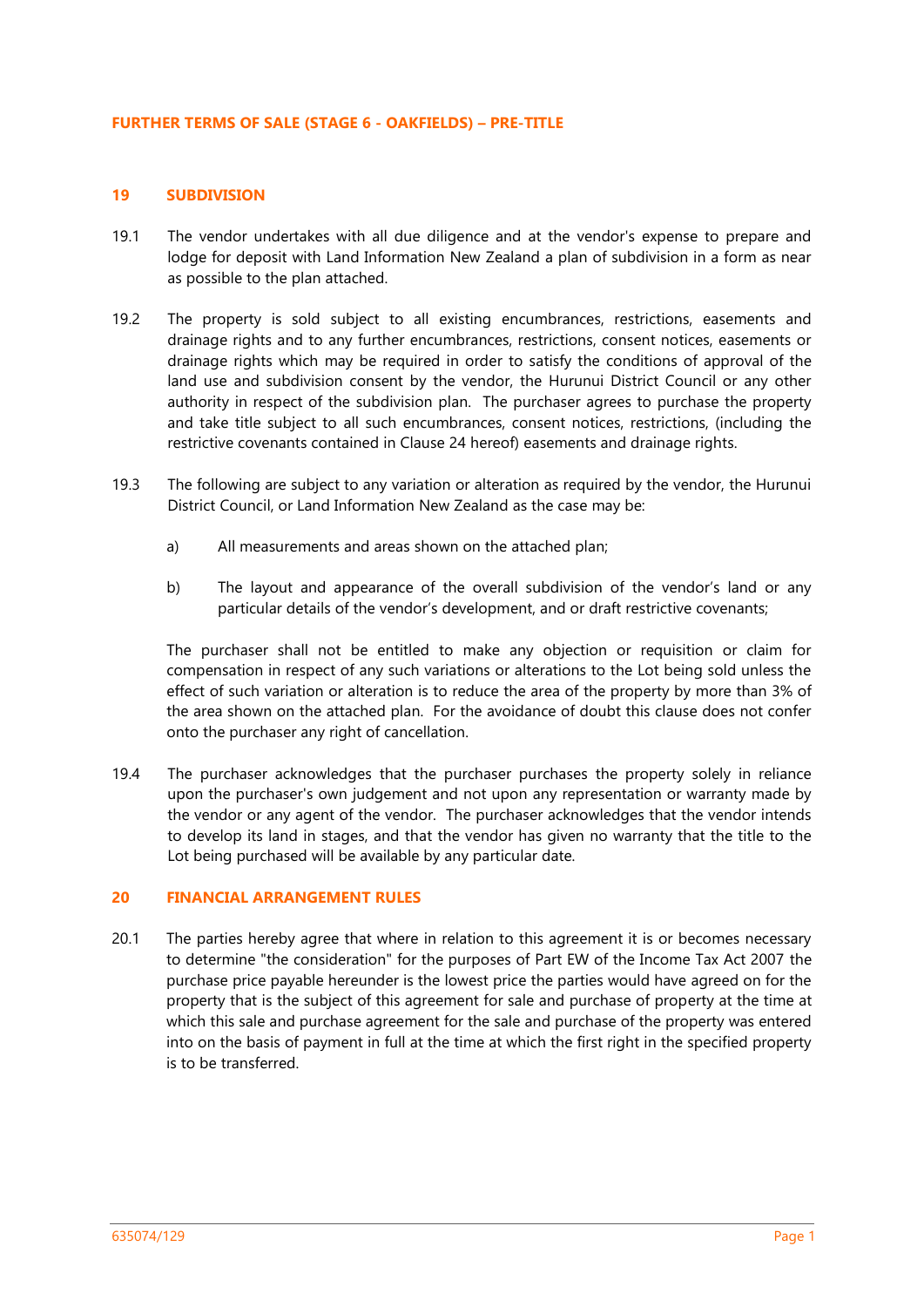# FURTHER TERMS OF SALE (STAGE 6 - OAKFIELDS) – PRE-TITLE

## 19 SUBDIVISION

19.1 The vendor undertakes with all due diligence and at the vendor's expense to prepare and lodge for deposit with Land Information New Zealand a plan of subdivision in a form as near as possible to the plan attached.

19.2 The property is sold subject to all existing encumbrances, restrictions, easements and drainage rights and to any further encumbrances, restrictions, consent notices, easements or drainage rights which may be required in order to satisfy the conditions of approval of the land use and subdivision consent by the vendor, the Hurunui District Council or any other authority in respect of the subdivision plan. The purchaser agrees to purchase the property and take title subject to all such encumbrances, consent notices, restrictions, (including the restrictive covenants contained in Clause 24 hereof) easements and drainage rights.

19.3 The following are subject to any variation or alteration as required by the vendor, the Hurunui District Council, or Land Information New Zealand as the case may be:

a) All measurements and areas shown on the attached plan;

b) The layout and appearance of the overall subdivision of the vendor's land or any particular details of the vendor's development, and or draft restrictive covenants;

The purchaser shall not be entitled to make any objection or requisition or claim for compensation in respect of any such variations or alterations to the Lot being sold unless the effect of such variation or alteration is to reduce the area of the property by more than 3% of the area shown on the attached plan. For the avoidance of doubt this clause does not confer onto the purchaser any right of cancellation.

19.4 The purchaser acknowledges that the purchaser purchases the property solely in reliance upon the purchaser's own judgement and not upon any representation or warranty made by the vendor or any agent of the vendor. The purchaser acknowledges that the vendor intends to develop its land in stages, and that the vendor has given no warranty that the title to the Lot being purchased will be available by any particular date.

## 20 FINANCIAL ARRANGEMENT RULES

20.1 The parties hereby agree that where in relation to this agreement it is or becomes necessary to determine "the consideration" for the purposes of Part EW of the Income Tax Act 2007 the purchase price payable hereunder is the lowest price the parties would have agreed on for the property that is the subject of this agreement for sale and purchase of property at the time at which this sale and purchase agreement for the sale and purchase of the property was entered into on the basis of payment in full at the time at which the first right in the specified property is to be transferred.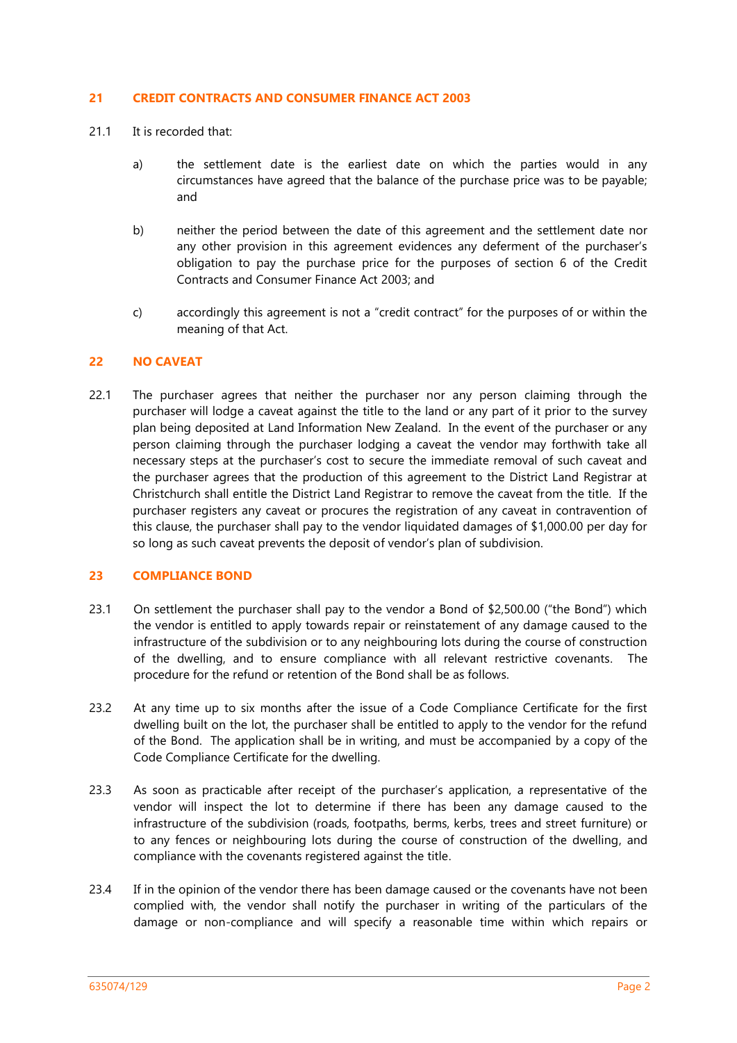## 21 CREDIT CONTRACTS AND CONSUMER FINANCE ACT 2003

21.1 It is recorded that:

a) the settlement date is the earliest date on which the parties would in any circumstances have agreed that the balance of the purchase price was to be payable; and

b) neither the period between the date of this agreement and the settlement date nor any other provision in this agreement evidences any deferment of the purchaser's obligation to pay the purchase price for the purposes of section 6 of the Credit Contracts and Consumer Finance Act 2003; and

c) accordingly this agreement is not a "credit contract" for the purposes of or within the meaning of that Act.

## 22 NO CAVEAT

22.1 The purchaser agrees that neither the purchaser nor any person claiming through the purchaser will lodge a caveat against the title to the land or any part of it prior to the survey plan being deposited at Land Information New Zealand. In the event of the purchaser or any person claiming through the purchaser lodging a caveat the vendor may forthwith take all necessary steps at the purchaser's cost to secure the immediate removal of such caveat and the purchaser agrees that the production of this agreement to the District Land Registrar at Christchurch shall entitle the District Land Registrar to remove the caveat from the title. If the purchaser registers any caveat or procures the registration of any caveat in contravention of this clause, the purchaser shall pay to the vendor liquidated damages of $1,000.00 per day for so long as such caveat prevents the deposit of vendor's plan of subdivision.

## 23 COMPLIANCE BOND

23.1 On settlement the purchaser shall pay to the vendor a Bond of $2,500.00 ("the Bond") which the vendor is entitled to apply towards repair or reinstatement of any damage caused to the infrastructure of the subdivision or to any neighbouring lots during the course of construction of the dwelling, and to ensure compliance with all relevant restrictive covenants. The procedure for the refund or retention of the Bond shall be as follows.

23.2 At any time up to six months after the issue of a Code Compliance Certificate for the first dwelling built on the lot, the purchaser shall be entitled to apply to the vendor for the refund of the Bond. The application shall be in writing, and must be accompanied by a copy of the Code Compliance Certificate for the dwelling.

23.3 As soon as practicable after receipt of the purchaser's application, a representative of the vendor will inspect the lot to determine if there has been any damage caused to the infrastructure of the subdivision (roads, footpaths, berms, kerbs, trees and street furniture) or to any fences or neighbouring lots during the course of construction of the dwelling, and compliance with the covenants registered against the title.

23.4 If in the opinion of the vendor there has been damage caused or the covenants have not been complied with, the vendor shall notify the purchaser in writing of the particulars of the damage or non-compliance and will specify a reasonable time within which repairs or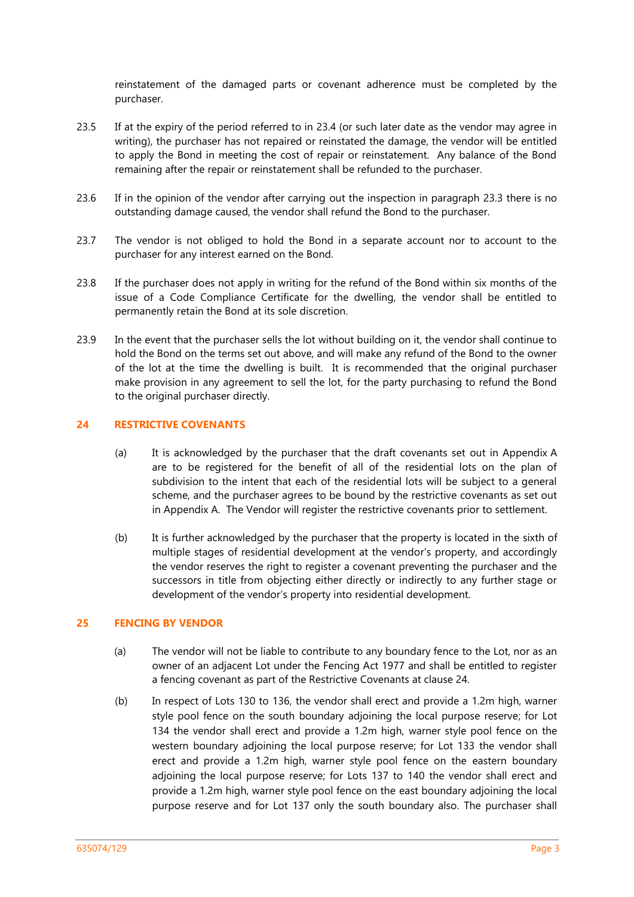reinstatement of the damaged parts or covenant adherence must be completed by the purchaser.

23.5 If at the expiry of the period referred to in 23.4 (or such later date as the vendor may agree in writing), the purchaser has not repaired or reinstated the damage, the vendor will be entitled to apply the Bond in meeting the cost of repair or reinstatement. Any balance of the Bond remaining after the repair or reinstatement shall be refunded to the purchaser.

23.6 If in the opinion of the vendor after carrying out the inspection in paragraph 23.3 there is no outstanding damage caused, the vendor shall refund the Bond to the purchaser.

23.7 The vendor is not obliged to hold the Bond in a separate account nor to account to the purchaser for any interest earned on the Bond.

23.8 If the purchaser does not apply in writing for the refund of the Bond within six months of the issue of a Code Compliance Certificate for the dwelling, the vendor shall be entitled to permanently retain the Bond at its sole discretion.

23.9 In the event that the purchaser sells the lot without building on it, the vendor shall continue to hold the Bond on the terms set out above, and will make any refund of the Bond to the owner of the lot at the time the dwelling is built. It is recommended that the original purchaser make provision in any agreement to sell the lot, for the party purchasing to refund the Bond to the original purchaser directly.

## 24 RESTRICTIVE COVENANTS

(a) It is acknowledged by the purchaser that the draft covenants set out in Appendix A are to be registered for the benefit of all of the residential lots on the plan of subdivision to the intent that each of the residential lots will be subject to a general scheme, and the purchaser agrees to be bound by the restrictive covenants as set out in Appendix A. The Vendor will register the restrictive covenants prior to settlement.

(b) It is further acknowledged by the purchaser that the property is located in the sixth of multiple stages of residential development at the vendor's property, and accordingly the vendor reserves the right to register a covenant preventing the purchaser and the successors in title from objecting either directly or indirectly to any further stage or development of the vendor's property into residential development.

## 25 FENCING BY VENDOR

(a) The vendor will not be liable to contribute to any boundary fence to the Lot, nor as an owner of an adjacent Lot under the Fencing Act 1977 and shall be entitled to register a fencing covenant as part of the Restrictive Covenants at clause 24.

(b) In respect of Lots 130 to 136, the vendor shall erect and provide a 1.2m high, warner style pool fence on the south boundary adjoining the local purpose reserve; for Lot 134 the vendor shall erect and provide a 1.2m high, warner style pool fence on the western boundary adjoining the local purpose reserve; for Lot 133 the vendor shall erect and provide a 1.2m high, warner style pool fence on the eastern boundary adjoining the local purpose reserve; for Lots 137 to 140 the vendor shall erect and provide a 1.2m high, warner style pool fence on the east boundary adjoining the local purpose reserve and for Lot 137 only the south boundary also. The purchaser shall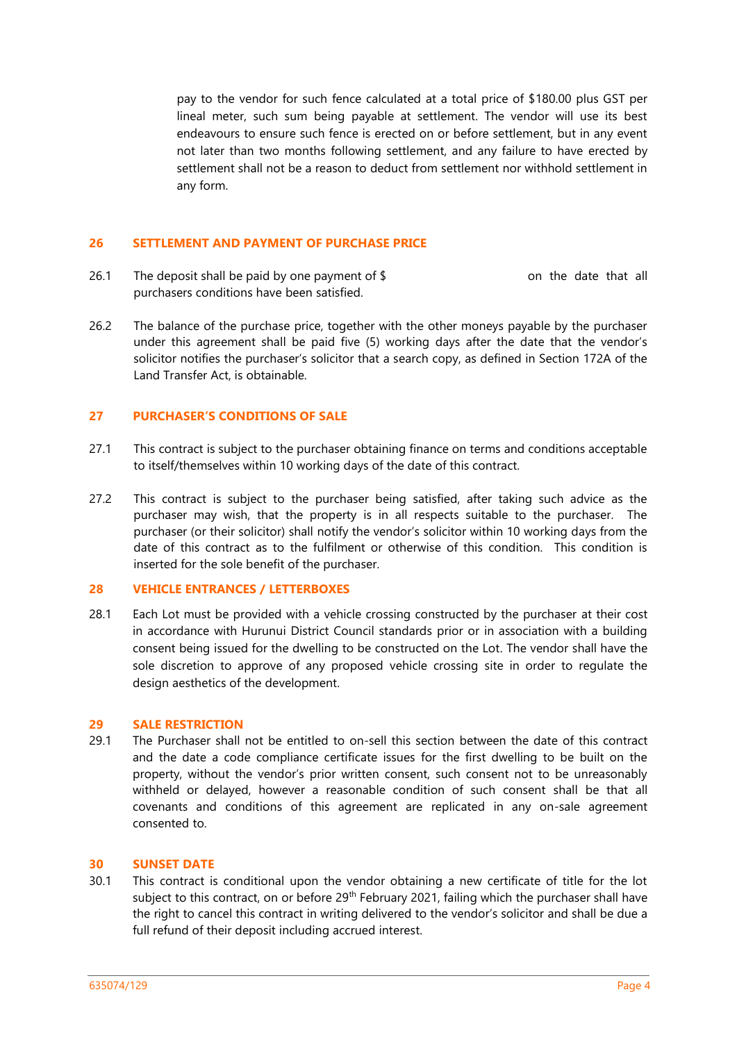pay to the vendor for such fence calculated at a total price of $180.00 plus GST per lineal meter, such sum being payable at settlement. The vendor will use its best endeavours to ensure such fence is erected on or before settlement, but in any event not later than two months following settlement, and any failure to have erected by settlement shall not be a reason to deduct from settlement nor withhold settlement in any form.

## 26 SETTLEMENT AND PAYMENT OF PURCHASE PRICE

26.1 The deposit shall be paid by one payment of $ on the date that all purchasers conditions have been satisfied.

26.2 The balance of the purchase price, together with the other moneys payable by the purchaser under this agreement shall be paid five (5) working days after the date that the vendor's solicitor notifies the purchaser's solicitor that a search copy, as defined in Section 172A of the Land Transfer Act, is obtainable.

## 27 PURCHASER'S CONDITIONS OF SALE

27.1 This contract is subject to the purchaser obtaining finance on terms and conditions acceptable to itself/themselves within 10 working days of the date of this contract.

27.2 This contract is subject to the purchaser being satisfied, after taking such advice as the purchaser may wish, that the property is in all respects suitable to the purchaser. The purchaser (or their solicitor) shall notify the vendor's solicitor within 10 working days from the date of this contract as to the fulfilment or otherwise of this condition. This condition is inserted for the sole benefit of the purchaser.

## 28 VEHICLE ENTRANCES / LETTERBOXES

28.1 Each Lot must be provided with a vehicle crossing constructed by the purchaser at their cost in accordance with Hurunui District Council standards prior or in association with a building consent being issued for the dwelling to be constructed on the Lot. The vendor shall have the sole discretion to approve of any proposed vehicle crossing site in order to regulate the design aesthetics of the development.

## 29 SALE RESTRICTION

29.1 The Purchaser shall not be entitled to on-sell this section between the date of this contract and the date a code compliance certificate issues for the first dwelling to be built on the property, without the vendor's prior written consent, such consent not to be unreasonably withheld or delayed, however a reasonable condition of such consent shall be that all covenants and conditions of this agreement are replicated in any on-sale agreement consented to.

## 30 SUNSET DATE

30.1 This contract is conditional upon the vendor obtaining a new certificate of title for the lot subject to this contract, on or before 29th February 2021, failing which the purchaser shall have the right to cancel this contract in writing delivered to the vendor's solicitor and shall be due a full refund of their deposit including accrued interest.